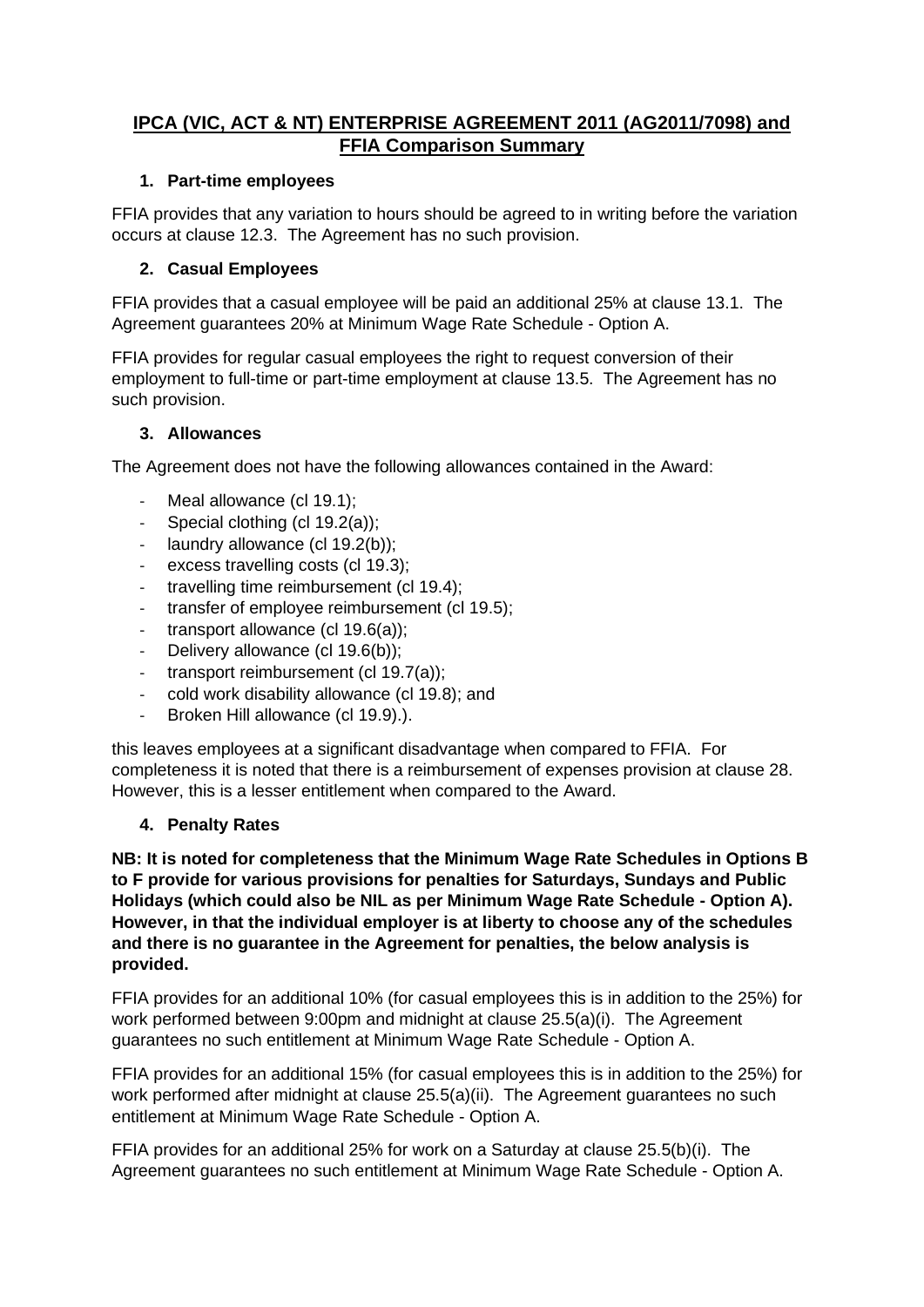# IPCA (VIC, ACT & NT) ENTERPRISE AGREEMENT 2011 (AG2011/7098) and FFIA Comparison Summary

## 1. Part-time employees

FFIA provides that any variation to hours should be agreed to in writing before the variation occurs at clause 12.3. The Agreement has no such provision.

## 2. Casual Employees

FFIA provides that a casual employee will be paid an additional 25% at clause 13.1. The Agreement guarantees 20% at Minimum Wage Rate Schedule - Option A.

FFIA provides for regular casual employees the right to request conversion of their employment to full-time or part-time employment at clause 13.5. The Agreement has no such provision.

## 3. Allowances

The Agreement does not have the following allowances contained in the Award:

- Meal allowance (cl 19.1);
- Special clothing (cl 19.2(a));
- laundry allowance (cl 19.2(b));
- excess travelling costs (cl 19.3);
- travelling time reimbursement (cl 19.4);
- transfer of employee reimbursement (cl 19.5);
- transport allowance (cl 19.6(a));
- Delivery allowance (cl 19.6(b));
- transport reimbursement (cl 19.7(a));
- cold work disability allowance (cl 19.8); and
- Broken Hill allowance (cl 19.9).).

this leaves employees at a significant disadvantage when compared to FFIA. For completeness it is noted that there is a reimbursement of expenses provision at clause 28. However, this is a lesser entitlement when compared to the Award.

## 4. Penalty Rates

**NB: It is noted for completeness that the Minimum Wage Rate Schedules in Options B to F provide for various provisions for penalties for Saturdays, Sundays and Public Holidays (which could also be NIL as per Minimum Wage Rate Schedule - Option A). However, in that the individual employer is at liberty to choose any of the schedules and there is no guarantee in the Agreement for penalties, the below analysis is provided.**

FFIA provides for an additional 10% (for casual employees this is in addition to the 25%) for work performed between 9:00pm and midnight at clause 25.5(a)(i). The Agreement guarantees no such entitlement at Minimum Wage Rate Schedule - Option A.

FFIA provides for an additional 15% (for casual employees this is in addition to the 25%) for work performed after midnight at clause 25.5(a)(ii). The Agreement guarantees no such entitlement at Minimum Wage Rate Schedule - Option A.

FFIA provides for an additional 25% for work on a Saturday at clause 25.5(b)(i). The Agreement guarantees no such entitlement at Minimum Wage Rate Schedule - Option A.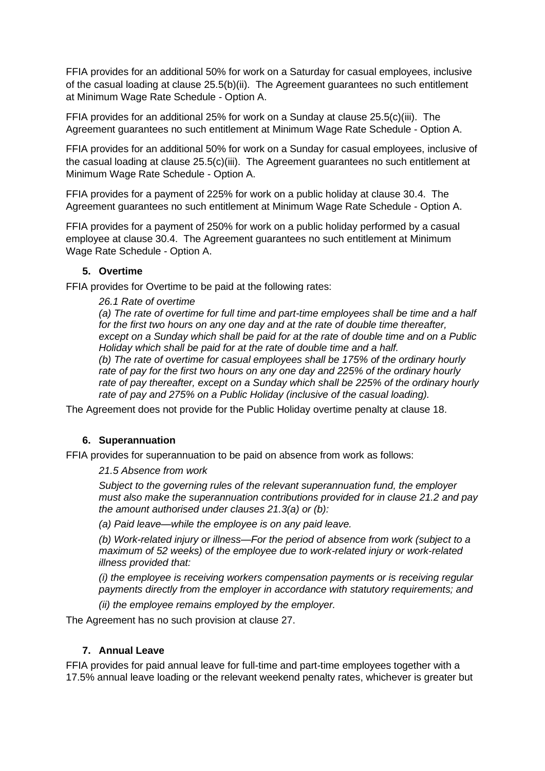FFIA provides for an additional 50% for work on a Saturday for casual employees, inclusive of the casual loading at clause 25.5(b)(ii). The Agreement guarantees no such entitlement at Minimum Wage Rate Schedule - Option A.

FFIA provides for an additional 25% for work on a Sunday at clause 25.5(c)(iii). The Agreement guarantees no such entitlement at Minimum Wage Rate Schedule - Option A.

FFIA provides for an additional 50% for work on a Sunday for casual employees, inclusive of the casual loading at clause 25.5(c)(iii). The Agreement guarantees no such entitlement at Minimum Wage Rate Schedule - Option A.

FFIA provides for a payment of 225% for work on a public holiday at clause 30.4. The Agreement guarantees no such entitlement at Minimum Wage Rate Schedule - Option A.

FFIA provides for a payment of 250% for work on a public holiday performed by a casual employee at clause 30.4. The Agreement guarantees no such entitlement at Minimum Wage Rate Schedule - Option A.

### 5. Overtime

FFIA provides for Overtime to be paid at the following rates:

> *26.1 Rate of overtime*
> *(a) The rate of overtime for full time and part-time employees shall be time and a half for the first two hours on any one day and at the rate of double time thereafter, except on a Sunday which shall be paid for at the rate of double time and on a Public Holiday which shall be paid for at the rate of double time and a half.*
> *(b) The rate of overtime for casual employees shall be 175% of the ordinary hourly rate of pay for the first two hours on any one day and 225% of the ordinary hourly rate of pay thereafter, except on a Sunday which shall be 225% of the ordinary hourly rate of pay and 275% on a Public Holiday (inclusive of the casual loading).*

The Agreement does not provide for the Public Holiday overtime penalty at clause 18.

### 6. Superannuation

FFIA provides for superannuation to be paid on absence from work as follows:

> *21.5 Absence from work*
>
> *Subject to the governing rules of the relevant superannuation fund, the employer must also make the superannuation contributions provided for in clause 21.2 and pay the amount authorised under clauses 21.3(a) or (b):*
>
> *(a) Paid leave—while the employee is on any paid leave.*
>
> *(b) Work-related injury or illness—For the period of absence from work (subject to a maximum of 52 weeks) of the employee due to work-related injury or work-related illness provided that:*
>
> *(i) the employee is receiving workers compensation payments or is receiving regular payments directly from the employer in accordance with statutory requirements; and*
>
> *(ii) the employee remains employed by the employer.*

The Agreement has no such provision at clause 27.

### 7. Annual Leave

FFIA provides for paid annual leave for full-time and part-time employees together with a 17.5% annual leave loading or the relevant weekend penalty rates, whichever is greater but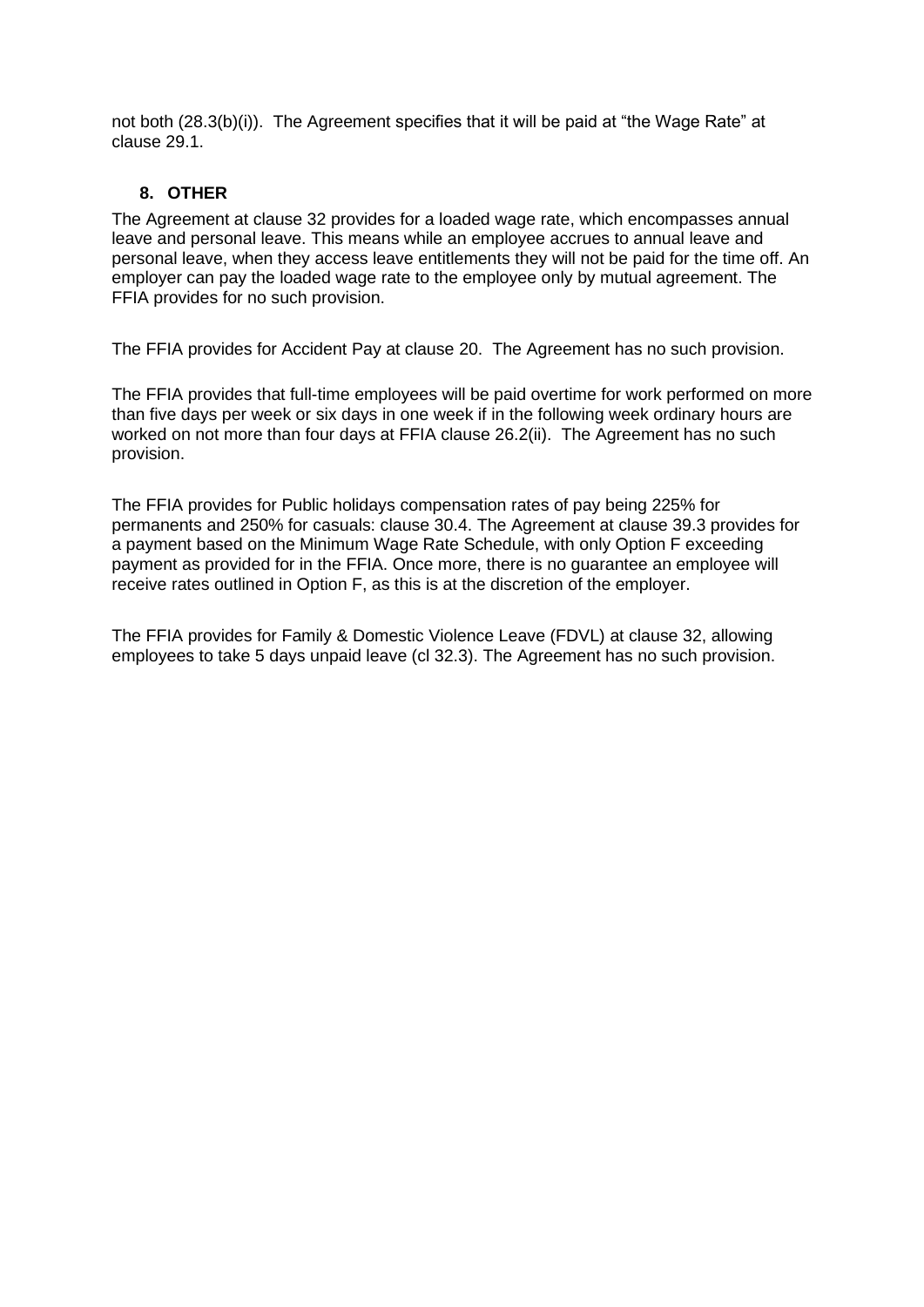not both (28.3(b)(i)). The Agreement specifies that it will be paid at "the Wage Rate" at clause 29.1.

## 8. OTHER

The Agreement at clause 32 provides for a loaded wage rate, which encompasses annual leave and personal leave. This means while an employee accrues to annual leave and personal leave, when they access leave entitlements they will not be paid for the time off. An employer can pay the loaded wage rate to the employee only by mutual agreement. The FFIA provides for no such provision.

The FFIA provides for Accident Pay at clause 20. The Agreement has no such provision.

The FFIA provides that full-time employees will be paid overtime for work performed on more than five days per week or six days in one week if in the following week ordinary hours are worked on not more than four days at FFIA clause 26.2(ii). The Agreement has no such provision.

The FFIA provides for Public holidays compensation rates of pay being 225% for permanents and 250% for casuals: clause 30.4. The Agreement at clause 39.3 provides for a payment based on the Minimum Wage Rate Schedule, with only Option F exceeding payment as provided for in the FFIA. Once more, there is no guarantee an employee will receive rates outlined in Option F, as this is at the discretion of the employer.

The FFIA provides for Family & Domestic Violence Leave (FDVL) at clause 32, allowing employees to take 5 days unpaid leave (cl 32.3). The Agreement has no such provision.